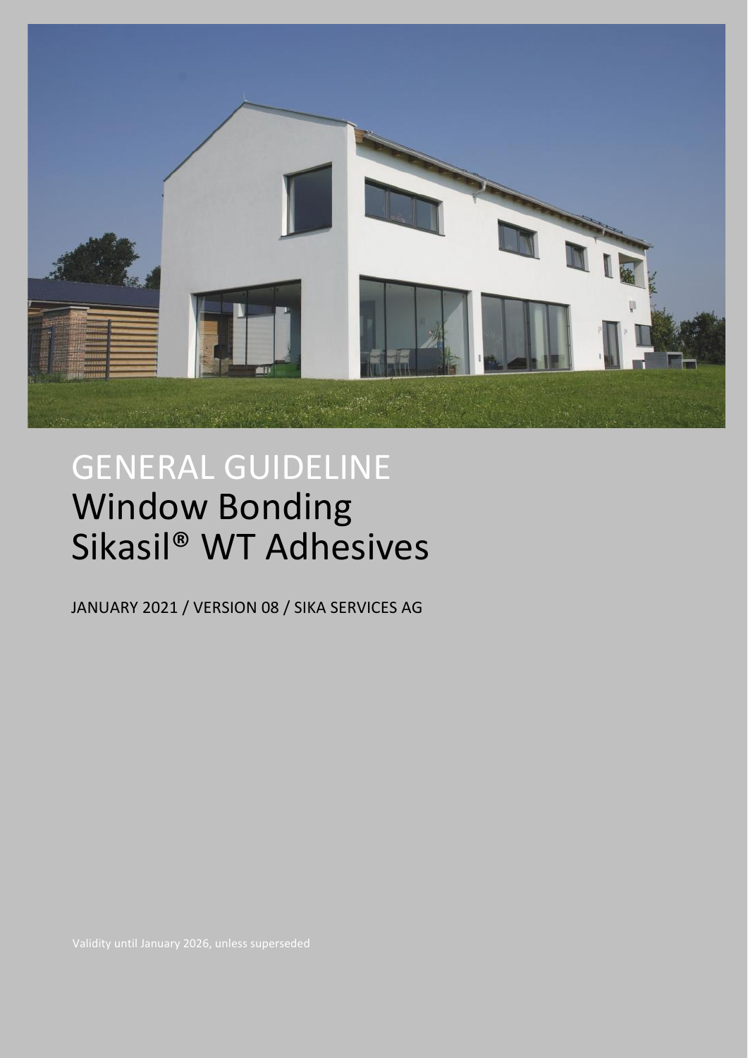# GENERAL GUIDELINE
# Window Bonding Sikasil® WT Adhesives

JANUARY 2021 / VERSION 08 / SIKA SERVICES AG

Validity until January 2026, unless superseded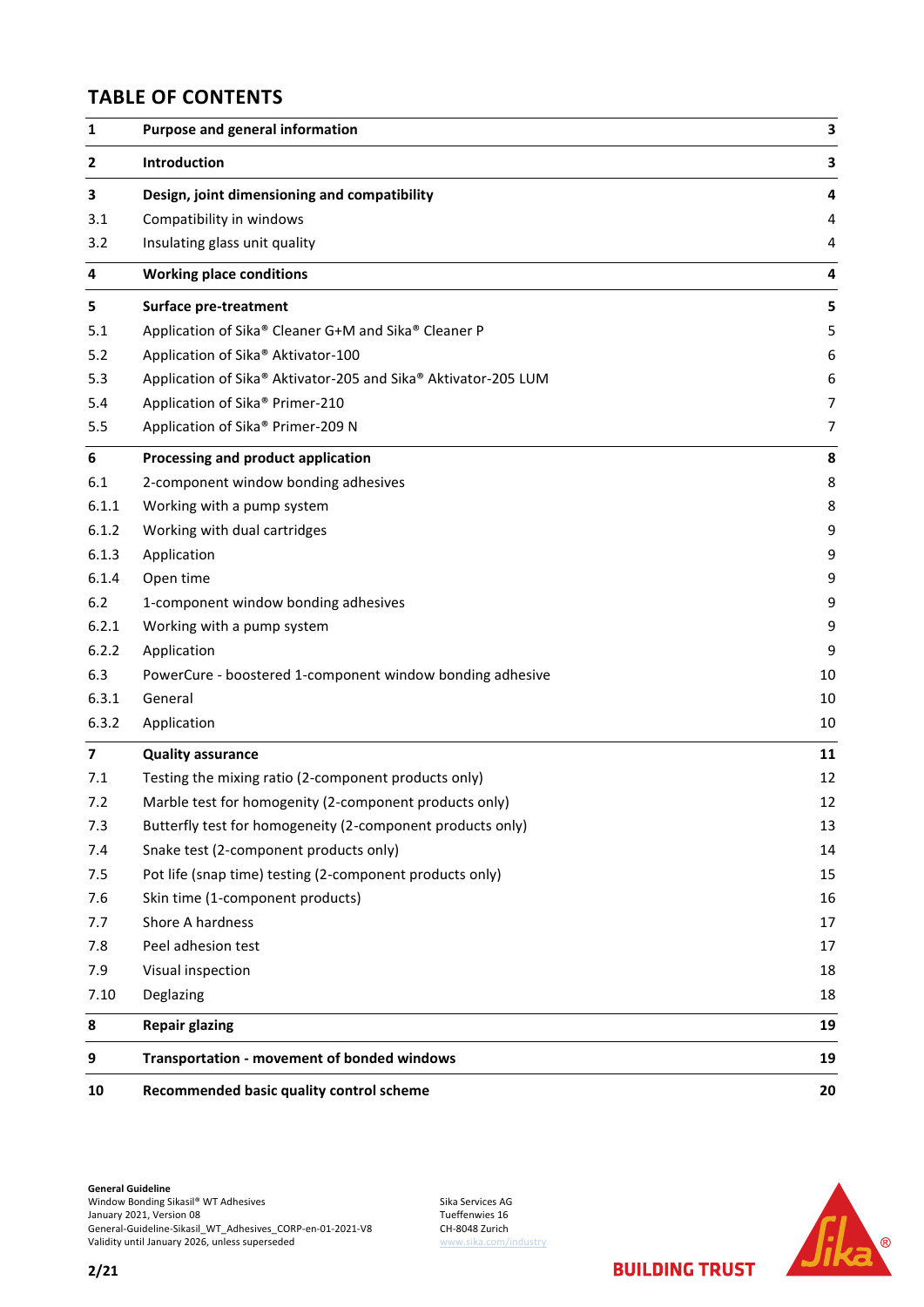## TABLE OF CONTENTS

| | | |
|---|---|---|
| **1** | **Purpose and general information** | **3** |
| **2** | **Introduction** | **3** |
| **3** | **Design, joint dimensioning and compatibility** | **4** |
| 3.1 | Compatibility in windows | 4 |
| 3.2 | Insulating glass unit quality | 4 |
| **4** | **Working place conditions** | **4** |
| **5** | **Surface pre-treatment** | **5** |
| 5.1 | Application of Sika® Cleaner G+M and Sika® Cleaner P | 5 |
| 5.2 | Application of Sika® Aktivator-100 | 6 |
| 5.3 | Application of Sika® Aktivator-205 and Sika® Aktivator-205 LUM | 6 |
| 5.4 | Application of Sika® Primer-210 | 7 |
| 5.5 | Application of Sika® Primer-209 N | 7 |
| **6** | **Processing and product application** | **8** |
| 6.1 | 2-component window bonding adhesives | 8 |
| 6.1.1 | Working with a pump system | 8 |
| 6.1.2 | Working with dual cartridges | 9 |
| 6.1.3 | Application | 9 |
| 6.1.4 | Open time | 9 |
| 6.2 | 1-component window bonding adhesives | 9 |
| 6.2.1 | Working with a pump system | 9 |
| 6.2.2 | Application | 9 |
| 6.3 | PowerCure - boostered 1-component window bonding adhesive | 10 |
| 6.3.1 | General | 10 |
| 6.3.2 | Application | 10 |
| **7** | **Quality assurance** | **11** |
| 7.1 | Testing the mixing ratio (2-component products only) | 12 |
| 7.2 | Marble test for homogenity (2-component products only) | 12 |
| 7.3 | Butterfly test for homogeneity (2-component products only) | 13 |
| 7.4 | Snake test (2-component products only) | 14 |
| 7.5 | Pot life (snap time) testing (2-component products only) | 15 |
| 7.6 | Skin time (1-component products) | 16 |
| 7.7 | Shore A hardness | 17 |
| 7.8 | Peel adhesion test | 17 |
| 7.9 | Visual inspection | 18 |
| 7.10 | Deglazing | 18 |
| **8** | **Repair glazing** | **19** |
| **9** | **Transportation - movement of bonded windows** | **19** |
| **10** | **Recommended basic quality control scheme** | **20** |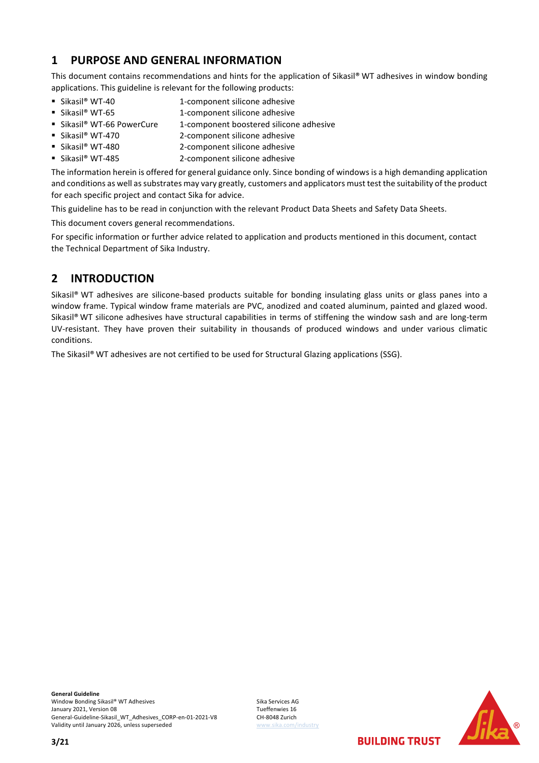## 1 PURPOSE AND GENERAL INFORMATION

This document contains recommendations and hints for the application of Sikasil® WT adhesives in window bonding applications. This guideline is relevant for the following products:

- Sikasil® WT-40 1-component silicone adhesive
- Sikasil® WT-65 1-component silicone adhesive
- Sikasil® WT-66 PowerCure 1-component boostered silicone adhesive
- Sikasil® WT-470 2-component silicone adhesive
- Sikasil® WT-480 2-component silicone adhesive
- Sikasil® WT-485 2-component silicone adhesive

The information herein is offered for general guidance only. Since bonding of windows is a high demanding application and conditions as well as substrates may vary greatly, customers and applicators must test the suitability of the product for each specific project and contact Sika for advice.

This guideline has to be read in conjunction with the relevant Product Data Sheets and Safety Data Sheets.

This document covers general recommendations.

For specific information or further advice related to application and products mentioned in this document, contact the Technical Department of Sika Industry.

## 2 INTRODUCTION

Sikasil® WT adhesives are silicone-based products suitable for bonding insulating glass units or glass panes into a window frame. Typical window frame materials are PVC, anodized and coated aluminum, painted and glazed wood. Sikasil® WT silicone adhesives have structural capabilities in terms of stiffening the window sash and are long-term UV-resistant. They have proven their suitability in thousands of produced windows and under various climatic conditions.

The Sikasil® WT adhesives are not certified to be used for Structural Glazing applications (SSG).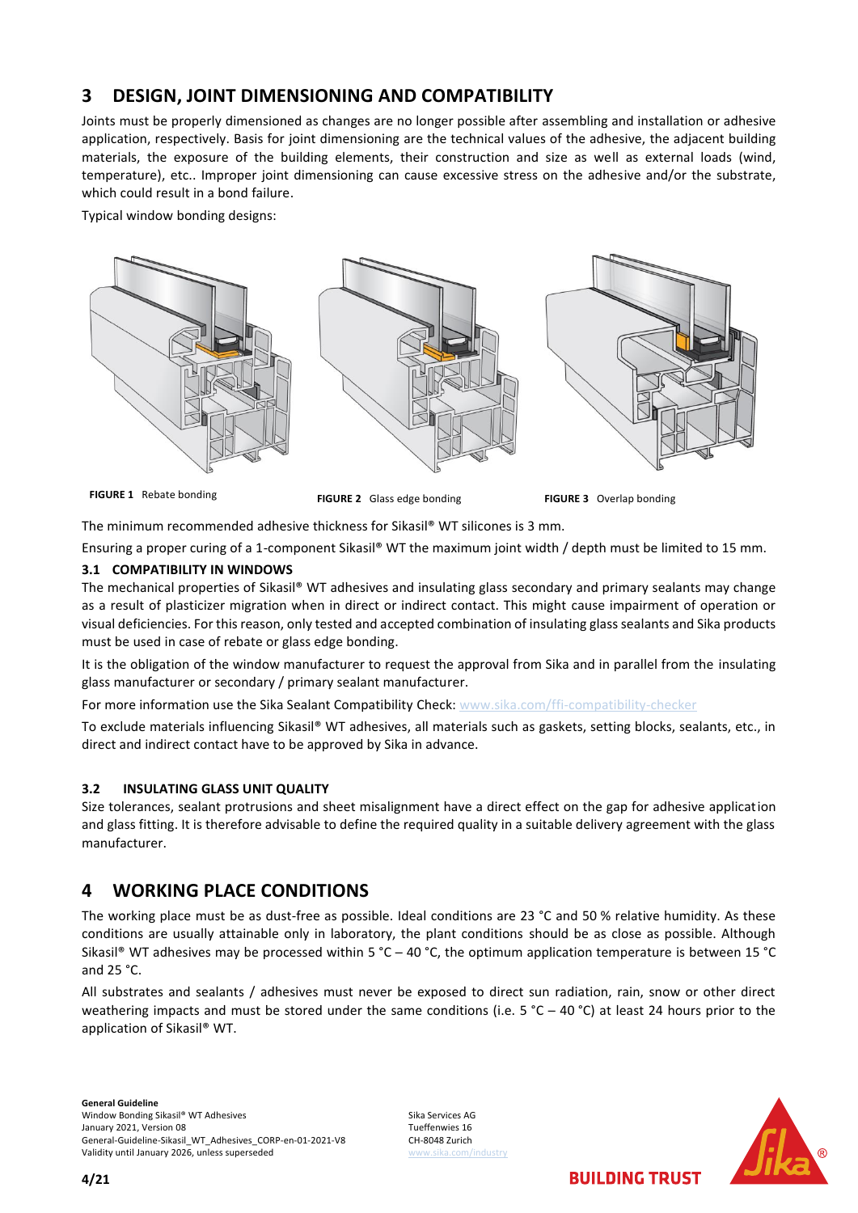## 3 DESIGN, JOINT DIMENSIONING AND COMPATIBILITY

Joints must be properly dimensioned as changes are no longer possible after assembling and installation or adhesive application, respectively. Basis for joint dimensioning are the technical values of the adhesive, the adjacent building materials, the exposure of the building elements, their construction and size as well as external loads (wind, temperature), etc.. Improper joint dimensioning can cause excessive stress on the adhesive and/or the substrate, which could result in a bond failure.

Typical window bonding designs:

**FIGURE 1** Rebate bonding

**FIGURE 2** Glass edge bonding

**FIGURE 3** Overlap bonding

The minimum recommended adhesive thickness for Sikasil® WT silicones is 3 mm.

Ensuring a proper curing of a 1-component Sikasil® WT the maximum joint width / depth must be limited to 15 mm.

### 3.1 COMPATIBILITY IN WINDOWS

The mechanical properties of Sikasil® WT adhesives and insulating glass secondary and primary sealants may change as a result of plasticizer migration when in direct or indirect contact. This might cause impairment of operation or visual deficiencies. For this reason, only tested and accepted combination of insulating glass sealants and Sika products must be used in case of rebate or glass edge bonding.

It is the obligation of the window manufacturer to request the approval from Sika and in parallel from the insulating glass manufacturer or secondary / primary sealant manufacturer.

For more information use the Sika Sealant Compatibility Check: www.sika.com/ffi-compatibility-checker

To exclude materials influencing Sikasil® WT adhesives, all materials such as gaskets, setting blocks, sealants, etc., in direct and indirect contact have to be approved by Sika in advance.

### 3.2 INSULATING GLASS UNIT QUALITY

Size tolerances, sealant protrusions and sheet misalignment have a direct effect on the gap for adhesive application and glass fitting. It is therefore advisable to define the required quality in a suitable delivery agreement with the glass manufacturer.

## 4 WORKING PLACE CONDITIONS

The working place must be as dust-free as possible. Ideal conditions are 23 °C and 50 % relative humidity. As these conditions are usually attainable only in laboratory, the plant conditions should be as close as possible. Although Sikasil® WT adhesives may be processed within 5 °C – 40 °C, the optimum application temperature is between 15 °C and 25 °C.

All substrates and sealants / adhesives must never be exposed to direct sun radiation, rain, snow or other direct weathering impacts and must be stored under the same conditions (i.e. 5 °C – 40 °C) at least 24 hours prior to the application of Sikasil® WT.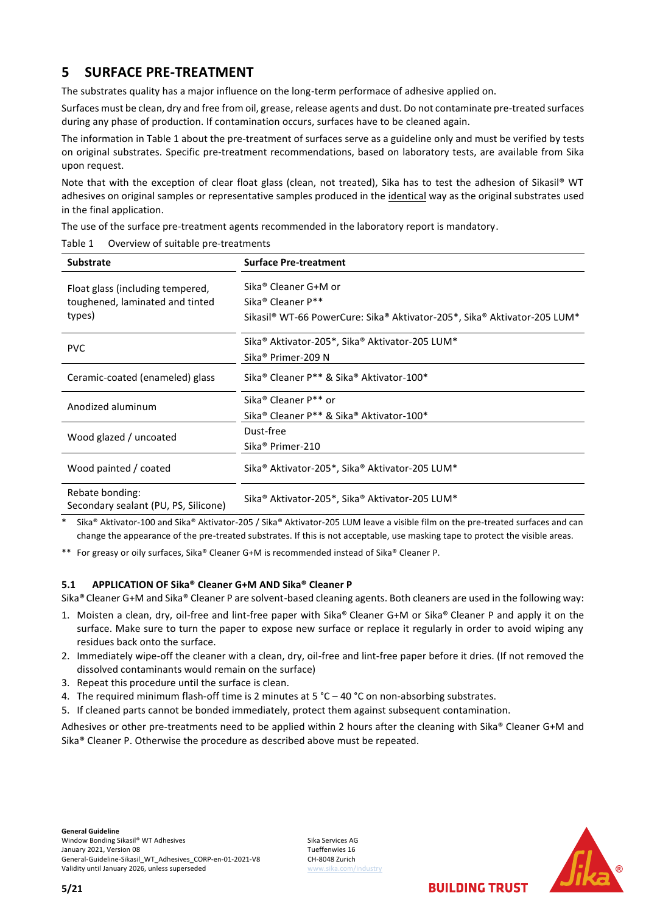## 5 SURFACE PRE-TREATMENT

The substrates quality has a major influence on the long-term performace of adhesive applied on.

Surfaces must be clean, dry and free from oil, grease, release agents and dust. Do not contaminate pre-treated surfaces during any phase of production. If contamination occurs, surfaces have to be cleaned again.

The information in Table 1 about the pre-treatment of surfaces serve as a guideline only and must be verified by tests on original substrates. Specific pre-treatment recommendations, based on laboratory tests, are available from Sika upon request.

Note that with the exception of clear float glass (clean, not treated), Sika has to test the adhesion of Sikasil® WT adhesives on original samples or representative samples produced in the identical way as the original substrates used in the final application.

The use of the surface pre-treatment agents recommended in the laboratory report is mandatory.

Table 1 Overview of suitable pre-treatments

| Substrate | Surface Pre-treatment |
|---|---|
| Float glass (including tempered, toughened, laminated and tinted types) | Sika® Cleaner G+M or<br>Sika® Cleaner P**<br>Sikasil® WT-66 PowerCure: Sika® Aktivator-205*, Sika® Aktivator-205 LUM* |
| PVC | Sika® Aktivator-205*, Sika® Aktivator-205 LUM*<br>Sika® Primer-209 N |
| Ceramic-coated (enameled) glass | Sika® Cleaner P** & Sika® Aktivator-100* |
| Anodized aluminum | Sika® Cleaner P** or<br>Sika® Cleaner P** & Sika® Aktivator-100* |
| Wood glazed / uncoated | Dust-free<br>Sika® Primer-210 |
| Wood painted / coated | Sika® Aktivator-205*, Sika® Aktivator-205 LUM* |
| Rebate bonding:<br>Secondary sealant (PU, PS, Silicone) | Sika® Aktivator-205*, Sika® Aktivator-205 LUM* |

\* Sika® Aktivator-100 and Sika® Aktivator-205 / Sika® Aktivator-205 LUM leave a visible film on the pre-treated surfaces and can change the appearance of the pre-treated substrates. If this is not acceptable, use masking tape to protect the visible areas.

\*\* For greasy or oily surfaces, Sika® Cleaner G+M is recommended instead of Sika® Cleaner P.

### 5.1 APPLICATION OF Sika® Cleaner G+M AND Sika® Cleaner P

Sika® Cleaner G+M and Sika® Cleaner P are solvent-based cleaning agents. Both cleaners are used in the following way:

1. Moisten a clean, dry, oil-free and lint-free paper with Sika® Cleaner G+M or Sika® Cleaner P and apply it on the surface. Make sure to turn the paper to expose new surface or replace it regularly in order to avoid wiping any residues back onto the surface.
2. Immediately wipe-off the cleaner with a clean, dry, oil-free and lint-free paper before it dries. (If not removed the dissolved contaminants would remain on the surface)
3. Repeat this procedure until the surface is clean.
4. The required minimum flash-off time is 2 minutes at 5 °C – 40 °C on non-absorbing substrates.
5. If cleaned parts cannot be bonded immediately, protect them against subsequent contamination.

Adhesives or other pre-treatments need to be applied within 2 hours after the cleaning with Sika® Cleaner G+M and Sika® Cleaner P. Otherwise the procedure as described above must be repeated.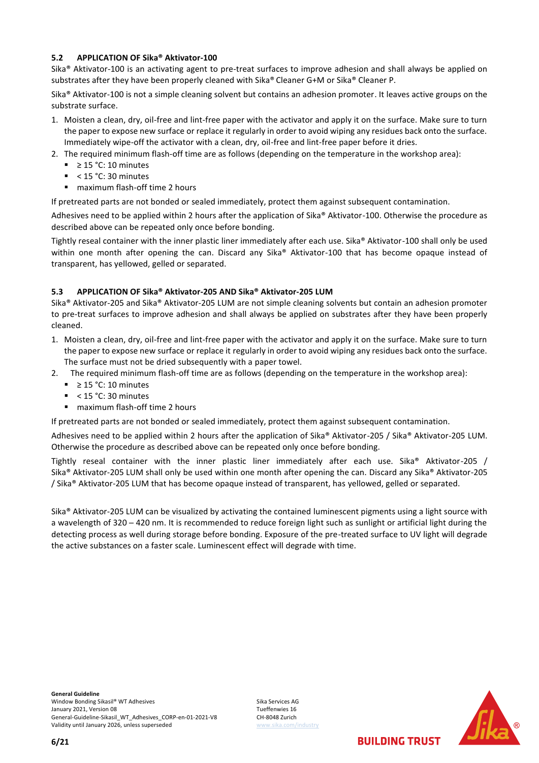### 5.2 APPLICATION OF Sika® Aktivator-100

Sika® Aktivator-100 is an activating agent to pre-treat surfaces to improve adhesion and shall always be applied on substrates after they have been properly cleaned with Sika® Cleaner G+M or Sika® Cleaner P.

Sika® Aktivator-100 is not a simple cleaning solvent but contains an adhesion promoter. It leaves active groups on the substrate surface.

1. Moisten a clean, dry, oil-free and lint-free paper with the activator and apply it on the surface. Make sure to turn the paper to expose new surface or replace it regularly in order to avoid wiping any residues back onto the surface. Immediately wipe-off the activator with a clean, dry, oil-free and lint-free paper before it dries.
2. The required minimum flash-off time are as follows (depending on the temperature in the workshop area):
   - ≥ 15 °C: 10 minutes
   - < 15 °C: 30 minutes
   - maximum flash-off time 2 hours

If pretreated parts are not bonded or sealed immediately, protect them against subsequent contamination.

Adhesives need to be applied within 2 hours after the application of Sika® Aktivator-100. Otherwise the procedure as described above can be repeated only once before bonding.

Tightly reseal container with the inner plastic liner immediately after each use. Sika® Aktivator-100 shall only be used within one month after opening the can. Discard any Sika® Aktivator-100 that has become opaque instead of transparent, has yellowed, gelled or separated.

### 5.3 APPLICATION OF Sika® Aktivator-205 AND Sika® Aktivator-205 LUM

Sika® Aktivator-205 and Sika® Aktivator-205 LUM are not simple cleaning solvents but contain an adhesion promoter to pre-treat surfaces to improve adhesion and shall always be applied on substrates after they have been properly cleaned.

1. Moisten a clean, dry, oil-free and lint-free paper with the activator and apply it on the surface. Make sure to turn the paper to expose new surface or replace it regularly in order to avoid wiping any residues back onto the surface. The surface must not be dried subsequently with a paper towel.
2. The required minimum flash-off time are as follows (depending on the temperature in the workshop area):
   - ≥ 15 °C: 10 minutes
   - < 15 °C: 30 minutes
   - maximum flash-off time 2 hours

If pretreated parts are not bonded or sealed immediately, protect them against subsequent contamination.

Adhesives need to be applied within 2 hours after the application of Sika® Aktivator-205 / Sika® Aktivator-205 LUM. Otherwise the procedure as described above can be repeated only once before bonding.

Tightly reseal container with the inner plastic liner immediately after each use. Sika® Aktivator-205 / Sika® Aktivator-205 LUM shall only be used within one month after opening the can. Discard any Sika® Aktivator-205 / Sika® Aktivator-205 LUM that has become opaque instead of transparent, has yellowed, gelled or separated.

Sika® Aktivator-205 LUM can be visualized by activating the contained luminescent pigments using a light source with a wavelength of 320 – 420 nm. It is recommended to reduce foreign light such as sunlight or artificial light during the detecting process as well during storage before bonding. Exposure of the pre-treated surface to UV light will degrade the active substances on a faster scale. Luminescent effect will degrade with time.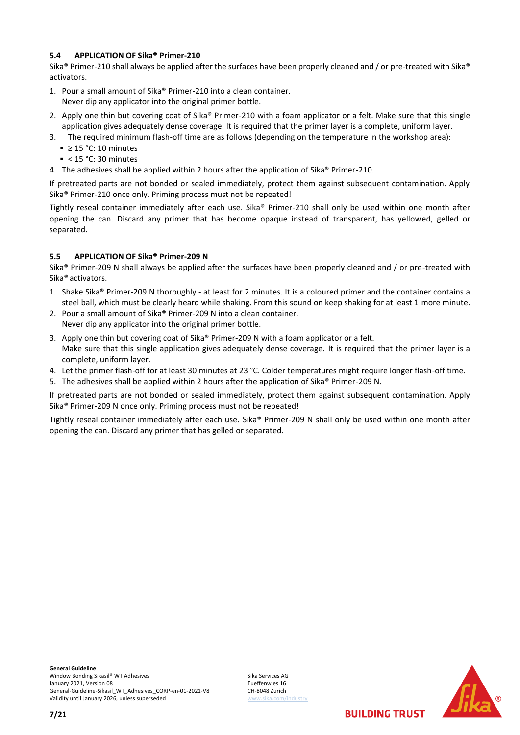### 5.4 APPLICATION OF Sika® Primer-210

Sika® Primer-210 shall always be applied after the surfaces have been properly cleaned and / or pre-treated with Sika® activators.

1. Pour a small amount of Sika® Primer-210 into a clean container.
   Never dip any applicator into the original primer bottle.
2. Apply one thin but covering coat of Sika® Primer-210 with a foam applicator or a felt. Make sure that this single application gives adequately dense coverage. It is required that the primer layer is a complete, uniform layer.
3. The required minimum flash-off time are as follows (depending on the temperature in the workshop area):
   - ≥ 15 °C: 10 minutes
   - < 15 °C: 30 minutes
4. The adhesives shall be applied within 2 hours after the application of Sika® Primer-210.

If pretreated parts are not bonded or sealed immediately, protect them against subsequent contamination. Apply Sika® Primer-210 once only. Priming process must not be repeated!

Tightly reseal container immediately after each use. Sika® Primer-210 shall only be used within one month after opening the can. Discard any primer that has become opaque instead of transparent, has yellowed, gelled or separated.

### 5.5 APPLICATION OF Sika® Primer-209 N

Sika® Primer-209 N shall always be applied after the surfaces have been properly cleaned and / or pre-treated with Sika® activators.

1. Shake Sika® Primer-209 N thoroughly - at least for 2 minutes. It is a coloured primer and the container contains a steel ball, which must be clearly heard while shaking. From this sound on keep shaking for at least 1 more minute.
2. Pour a small amount of Sika® Primer-209 N into a clean container.
   Never dip any applicator into the original primer bottle.
3. Apply one thin but covering coat of Sika® Primer-209 N with a foam applicator or a felt.
   Make sure that this single application gives adequately dense coverage. It is required that the primer layer is a complete, uniform layer.
4. Let the primer flash-off for at least 30 minutes at 23 °C. Colder temperatures might require longer flash-off time.
5. The adhesives shall be applied within 2 hours after the application of Sika® Primer-209 N.

If pretreated parts are not bonded or sealed immediately, protect them against subsequent contamination. Apply Sika® Primer-209 N once only. Priming process must not be repeated!

Tightly reseal container immediately after each use. Sika® Primer-209 N shall only be used within one month after opening the can. Discard any primer that has gelled or separated.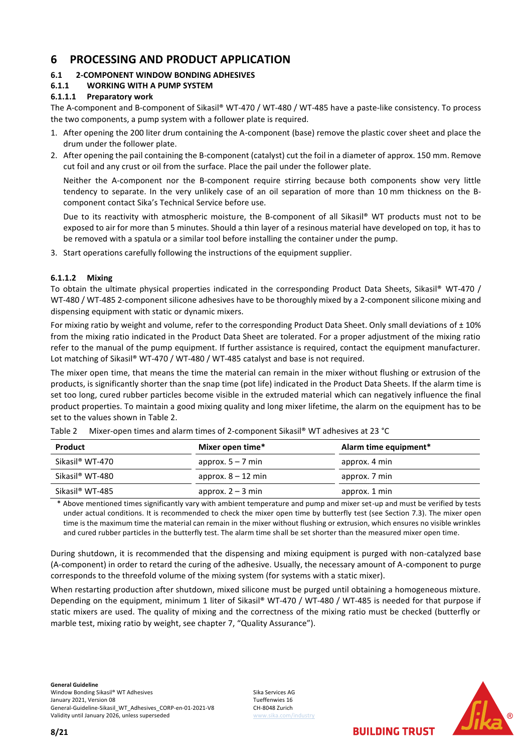# 6 PROCESSING AND PRODUCT APPLICATION

## 6.1 2-COMPONENT WINDOW BONDING ADHESIVES

### 6.1.1 WORKING WITH A PUMP SYSTEM

#### 6.1.1.1 Preparatory work

The A-component and B-component of Sikasil® WT-470 / WT-480 / WT-485 have a paste-like consistency. To process the two components, a pump system with a follower plate is required.

1. After opening the 200 liter drum containing the A-component (base) remove the plastic cover sheet and place the drum under the follower plate.
2. After opening the pail containing the B-component (catalyst) cut the foil in a diameter of approx. 150 mm. Remove cut foil and any crust or oil from the surface. Place the pail under the follower plate.

   Neither the A-component nor the B-component require stirring because both components show very little tendency to separate. In the very unlikely case of an oil separation of more than 10 mm thickness on the B-component contact Sika's Technical Service before use.

   Due to its reactivity with atmospheric moisture, the B-component of all Sikasil® WT products must not to be exposed to air for more than 5 minutes. Should a thin layer of a resinous material have developed on top, it has to be removed with a spatula or a similar tool before installing the container under the pump.
3. Start operations carefully following the instructions of the equipment supplier.

#### 6.1.1.2 Mixing

To obtain the ultimate physical properties indicated in the corresponding Product Data Sheets, Sikasil® WT-470 / WT-480 / WT-485 2-component silicone adhesives have to be thoroughly mixed by a 2-component silicone mixing and dispensing equipment with static or dynamic mixers.

For mixing ratio by weight and volume, refer to the corresponding Product Data Sheet. Only small deviations of ± 10% from the mixing ratio indicated in the Product Data Sheet are tolerated. For a proper adjustment of the mixing ratio refer to the manual of the pump equipment. If further assistance is required, contact the equipment manufacturer. Lot matching of Sikasil® WT-470 / WT-480 / WT-485 catalyst and base is not required.

The mixer open time, that means the time the material can remain in the mixer without flushing or extrusion of the products, is significantly shorter than the snap time (pot life) indicated in the Product Data Sheets. If the alarm time is set too long, cured rubber particles become visible in the extruded material which can negatively influence the final product properties. To maintain a good mixing quality and long mixer lifetime, the alarm on the equipment has to be set to the values shown in Table 2.

Table 2 Mixer-open times and alarm times of 2-component Sikasil® WT adhesives at 23 °C

| Product | Mixer open time* | Alarm time equipment* |
|---|---|---|
| Sikasil® WT-470 | approx. 5 – 7 min | approx. 4 min |
| Sikasil® WT-480 | approx. 8 – 12 min | approx. 7 min |
| Sikasil® WT-485 | approx. 2 – 3 min | approx. 1 min |

\* Above mentioned times significantly vary with ambient temperature and pump and mixer set-up and must be verified by tests under actual conditions. It is recommended to check the mixer open time by butterfly test (see Section 7.3). The mixer open time is the maximum time the material can remain in the mixer without flushing or extrusion, which ensures no visible wrinkles and cured rubber particles in the butterfly test. The alarm time shall be set shorter than the measured mixer open time.

During shutdown, it is recommended that the dispensing and mixing equipment is purged with non-catalyzed base (A-component) in order to retard the curing of the adhesive. Usually, the necessary amount of A-component to purge corresponds to the threefold volume of the mixing system (for systems with a static mixer).

When restarting production after shutdown, mixed silicone must be purged until obtaining a homogeneous mixture. Depending on the equipment, minimum 1 liter of Sikasil® WT-470 / WT-480 / WT-485 is needed for that purpose if static mixers are used. The quality of mixing and the correctness of the mixing ratio must be checked (butterfly or marble test, mixing ratio by weight, see chapter 7, "Quality Assurance").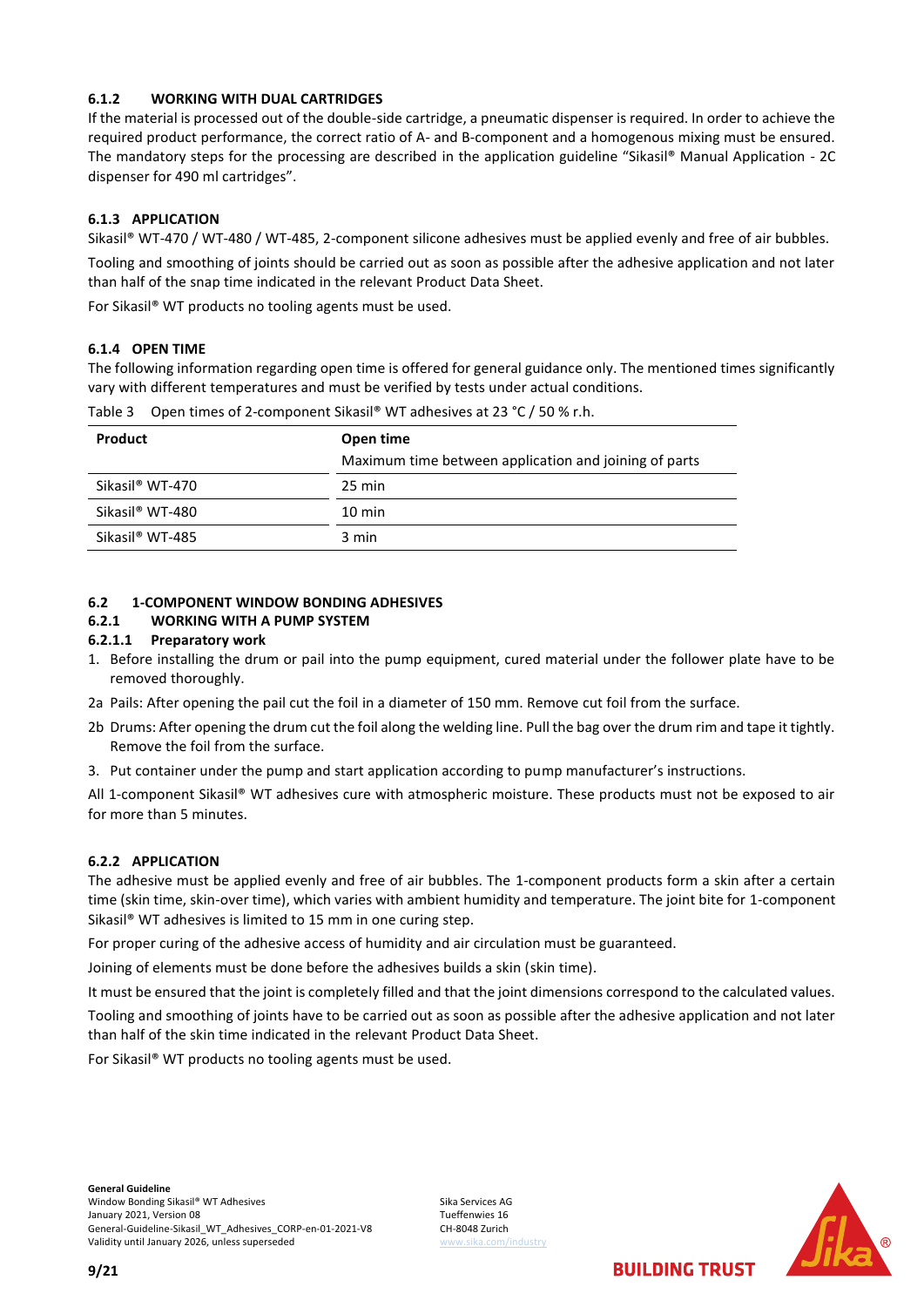### 6.1.2 WORKING WITH DUAL CARTRIDGES

If the material is processed out of the double-side cartridge, a pneumatic dispenser is required. In order to achieve the required product performance, the correct ratio of A- and B-component and a homogenous mixing must be ensured. The mandatory steps for the processing are described in the application guideline "Sikasil® Manual Application - 2C dispenser for 490 ml cartridges".

### 6.1.3 APPLICATION

Sikasil® WT-470 / WT-480 / WT-485, 2-component silicone adhesives must be applied evenly and free of air bubbles.

Tooling and smoothing of joints should be carried out as soon as possible after the adhesive application and not later than half of the snap time indicated in the relevant Product Data Sheet.

For Sikasil® WT products no tooling agents must be used.

### 6.1.4 OPEN TIME

The following information regarding open time is offered for general guidance only. The mentioned times significantly vary with different temperatures and must be verified by tests under actual conditions.

Table 3 Open times of 2-component Sikasil® WT adhesives at 23 °C / 50 % r.h.

| Product | Open time<br>Maximum time between application and joining of parts |
|---|---|
| Sikasil® WT-470 | 25 min |
| Sikasil® WT-480 | 10 min |
| Sikasil® WT-485 | 3 min |

## 6.2 1-COMPONENT WINDOW BONDING ADHESIVES

### 6.2.1 WORKING WITH A PUMP SYSTEM

#### 6.2.1.1 Preparatory work

1. Before installing the drum or pail into the pump equipment, cured material under the follower plate have to be removed thoroughly.

2a Pails: After opening the pail cut the foil in a diameter of 150 mm. Remove cut foil from the surface.

2b Drums: After opening the drum cut the foil along the welding line. Pull the bag over the drum rim and tape it tightly. Remove the foil from the surface.

3. Put container under the pump and start application according to pump manufacturer's instructions.

All 1-component Sikasil® WT adhesives cure with atmospheric moisture. These products must not be exposed to air for more than 5 minutes.

### 6.2.2 APPLICATION

The adhesive must be applied evenly and free of air bubbles. The 1-component products form a skin after a certain time (skin time, skin-over time), which varies with ambient humidity and temperature. The joint bite for 1-component Sikasil® WT adhesives is limited to 15 mm in one curing step.

For proper curing of the adhesive access of humidity and air circulation must be guaranteed.

Joining of elements must be done before the adhesives builds a skin (skin time).

It must be ensured that the joint is completely filled and that the joint dimensions correspond to the calculated values.

Tooling and smoothing of joints have to be carried out as soon as possible after the adhesive application and not later than half of the skin time indicated in the relevant Product Data Sheet.

For Sikasil® WT products no tooling agents must be used.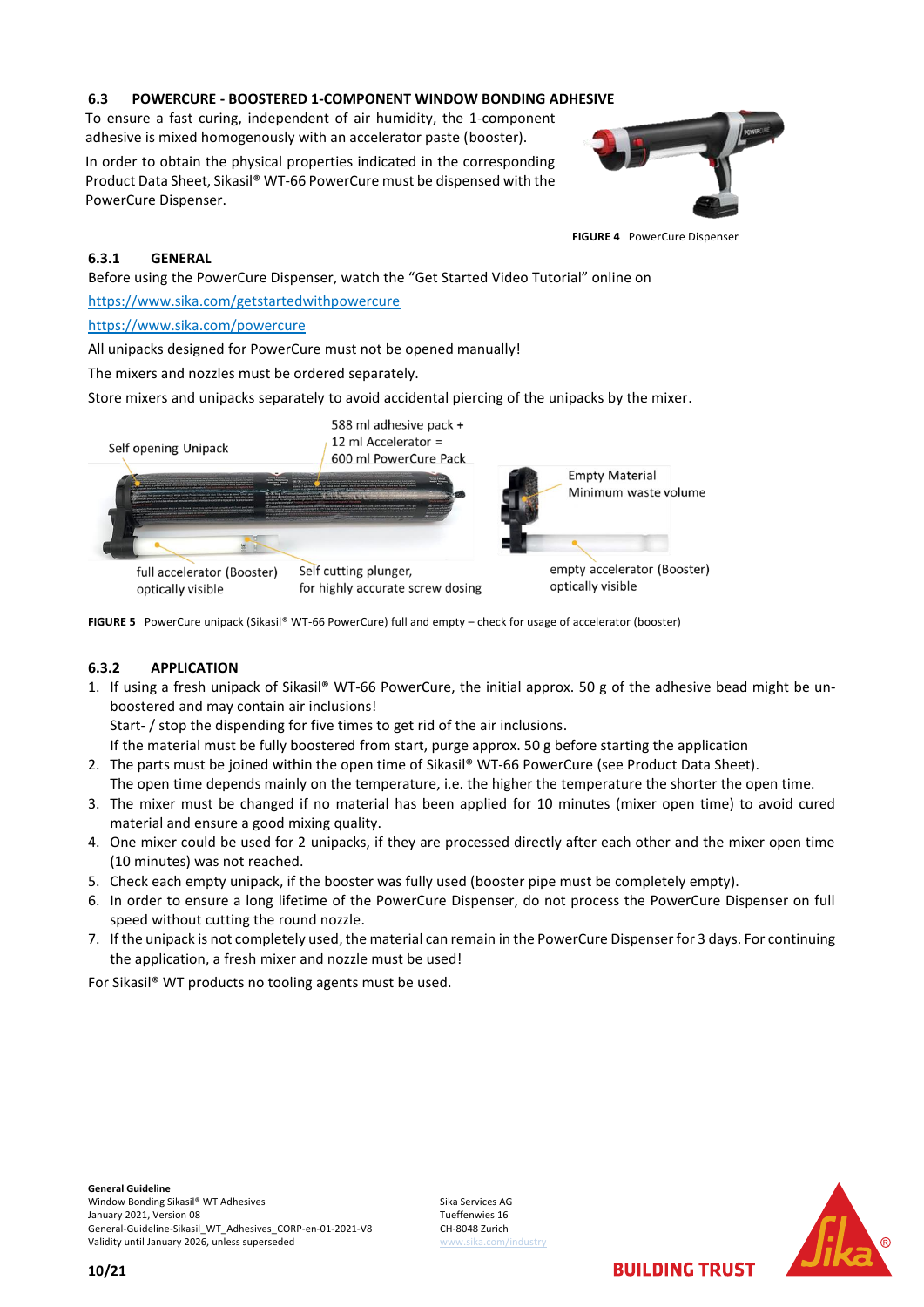### 6.3 POWERCURE - BOOSTERED 1-COMPONENT WINDOW BONDING ADHESIVE

To ensure a fast curing, independent of air humidity, the 1-component adhesive is mixed homogenously with an accelerator paste (booster).

In order to obtain the physical properties indicated in the corresponding Product Data Sheet, Sikasil® WT-66 PowerCure must be dispensed with the PowerCure Dispenser.

**FIGURE 4** PowerCure Dispenser

#### 6.3.1 GENERAL

Before using the PowerCure Dispenser, watch the "Get Started Video Tutorial" online on

https://www.sika.com/getstartedwithpowercure

https://www.sika.com/powercure

All unipacks designed for PowerCure must not be opened manually!

The mixers and nozzles must be ordered separately.

Store mixers and unipacks separately to avoid accidental piercing of the unipacks by the mixer.

Self opening Unipack

588 ml adhesive pack + 12 ml Accelerator = 600 ml PowerCure Pack

Empty Material Minimum waste volume

full accelerator (Booster) optically visible

Self cutting plunger, for highly accurate screw dosing

empty accelerator (Booster) optically visible

**FIGURE 5** PowerCure unipack (Sikasil® WT-66 PowerCure) full and empty – check for usage of accelerator (booster)

#### 6.3.2 APPLICATION

1. If using a fresh unipack of Sikasil® WT-66 PowerCure, the initial approx. 50 g of the adhesive bead might be un-boostered and may contain air inclusions!
   Start- / stop the dispending for five times to get rid of the air inclusions.
   If the material must be fully boostered from start, purge approx. 50 g before starting the application
2. The parts must be joined within the open time of Sikasil® WT-66 PowerCure (see Product Data Sheet).
   The open time depends mainly on the temperature, i.e. the higher the temperature the shorter the open time.
3. The mixer must be changed if no material has been applied for 10 minutes (mixer open time) to avoid cured material and ensure a good mixing quality.
4. One mixer could be used for 2 unipacks, if they are processed directly after each other and the mixer open time (10 minutes) was not reached.
5. Check each empty unipack, if the booster was fully used (booster pipe must be completely empty).
6. In order to ensure a long lifetime of the PowerCure Dispenser, do not process the PowerCure Dispenser on full speed without cutting the round nozzle.
7. If the unipack is not completely used, the material can remain in the PowerCure Dispenser for 3 days. For continuing the application, a fresh mixer and nozzle must be used!

For Sikasil® WT products no tooling agents must be used.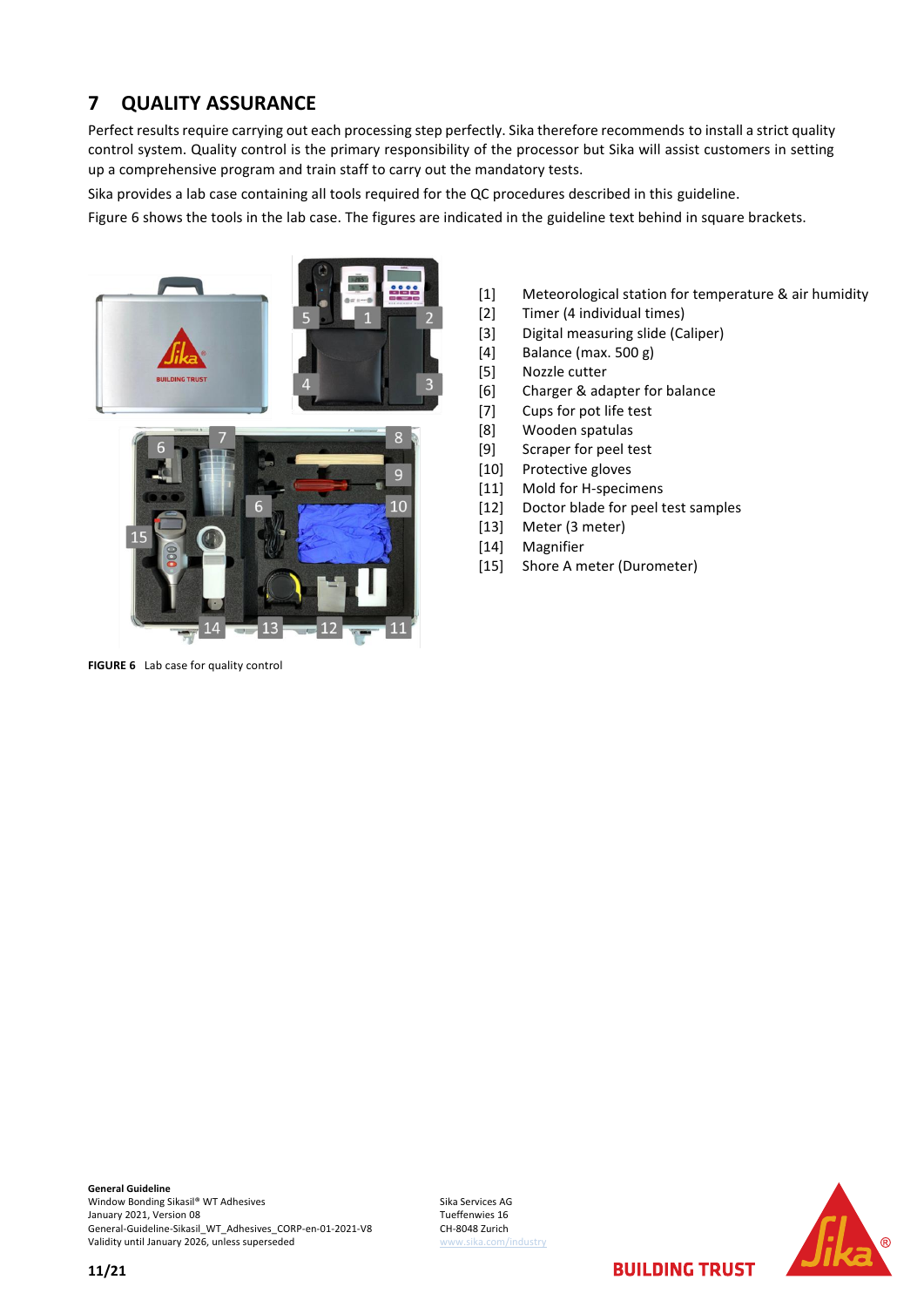# 7 QUALITY ASSURANCE

Perfect results require carrying out each processing step perfectly. Sika therefore recommends to install a strict quality control system. Quality control is the primary responsibility of the processor but Sika will assist customers in setting up a comprehensive program and train staff to carry out the mandatory tests.

Sika provides a lab case containing all tools required for the QC procedures described in this guideline.

Figure 6 shows the tools in the lab case. The figures are indicated in the guideline text behind in square brackets.

[1] Meteorological station for temperature & air humidity
[2] Timer (4 individual times)
[3] Digital measuring slide (Caliper)
[4] Balance (max. 500 g)
[5] Nozzle cutter
[6] Charger & adapter for balance
[7] Cups for pot life test
[8] Wooden spatulas
[9] Scraper for peel test
[10] Protective gloves
[11] Mold for H-specimens
[12] Doctor blade for peel test samples
[13] Meter (3 meter)
[14] Magnifier
[15] Shore A meter (Durometer)

**FIGURE 6** Lab case for quality control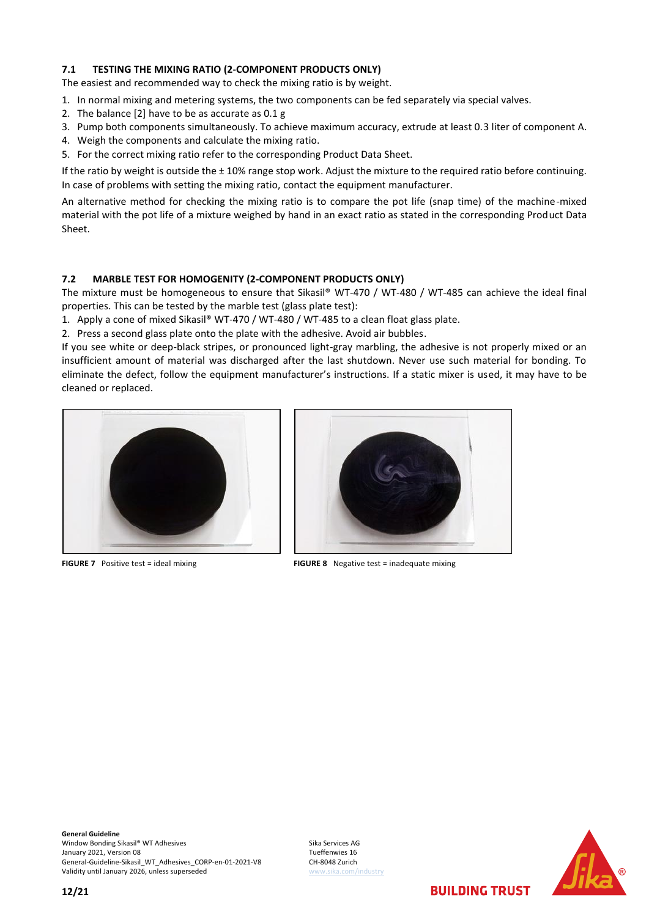### 7.1 TESTING THE MIXING RATIO (2-COMPONENT PRODUCTS ONLY)

The easiest and recommended way to check the mixing ratio is by weight.

1. In normal mixing and metering systems, the two components can be fed separately via special valves.
2. The balance [2] have to be as accurate as 0.1 g
3. Pump both components simultaneously. To achieve maximum accuracy, extrude at least 0.3 liter of component A.
4. Weigh the components and calculate the mixing ratio.
5. For the correct mixing ratio refer to the corresponding Product Data Sheet.

If the ratio by weight is outside the ± 10% range stop work. Adjust the mixture to the required ratio before continuing. In case of problems with setting the mixing ratio, contact the equipment manufacturer.

An alternative method for checking the mixing ratio is to compare the pot life (snap time) of the machine-mixed material with the pot life of a mixture weighed by hand in an exact ratio as stated in the corresponding Product Data Sheet.

### 7.2 MARBLE TEST FOR HOMOGENITY (2-COMPONENT PRODUCTS ONLY)

The mixture must be homogeneous to ensure that Sikasil® WT-470 / WT-480 / WT-485 can achieve the ideal final properties. This can be tested by the marble test (glass plate test):

1. Apply a cone of mixed Sikasil® WT-470 / WT-480 / WT-485 to a clean float glass plate.
2. Press a second glass plate onto the plate with the adhesive. Avoid air bubbles.

If you see white or deep-black stripes, or pronounced light-gray marbling, the adhesive is not properly mixed or an insufficient amount of material was discharged after the last shutdown. Never use such material for bonding. To eliminate the defect, follow the equipment manufacturer's instructions. If a static mixer is used, it may have to be cleaned or replaced.

**FIGURE 7** Positive test = ideal mixing

**FIGURE 8** Negative test = inadequate mixing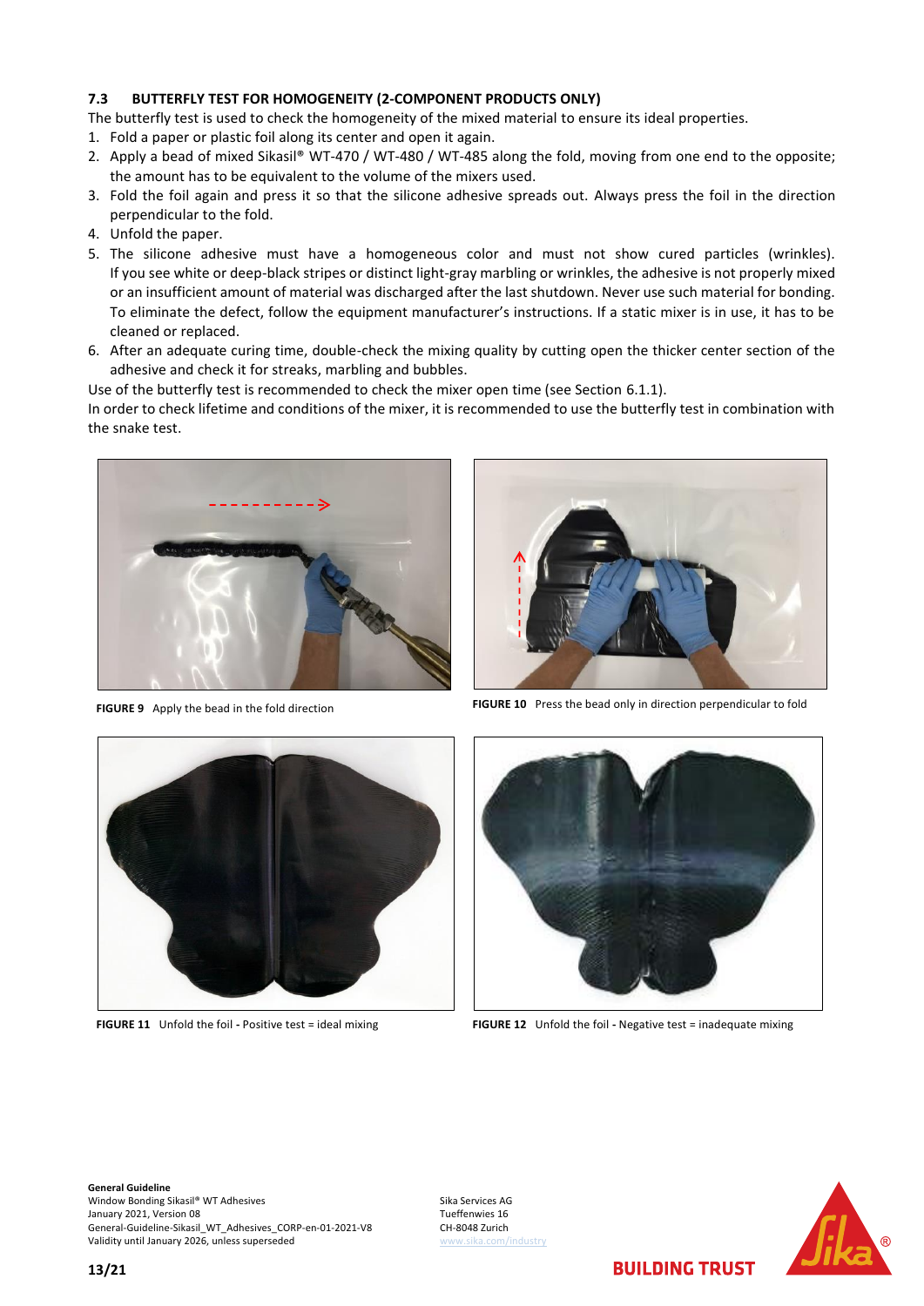### 7.3 BUTTERFLY TEST FOR HOMOGENEITY (2-COMPONENT PRODUCTS ONLY)

The butterfly test is used to check the homogeneity of the mixed material to ensure its ideal properties.

1. Fold a paper or plastic foil along its center and open it again.
2. Apply a bead of mixed Sikasil® WT-470 / WT-480 / WT-485 along the fold, moving from one end to the opposite; the amount has to be equivalent to the volume of the mixers used.
3. Fold the foil again and press it so that the silicone adhesive spreads out. Always press the foil in the direction perpendicular to the fold.
4. Unfold the paper.
5. The silicone adhesive must have a homogeneous color and must not show cured particles (wrinkles). If you see white or deep-black stripes or distinct light-gray marbling or wrinkles, the adhesive is not properly mixed or an insufficient amount of material was discharged after the last shutdown. Never use such material for bonding. To eliminate the defect, follow the equipment manufacturer's instructions. If a static mixer is in use, it has to be cleaned or replaced.
6. After an adequate curing time, double-check the mixing quality by cutting open the thicker center section of the adhesive and check it for streaks, marbling and bubbles.

Use of the butterfly test is recommended to check the mixer open time (see Section 6.1.1).

In order to check lifetime and conditions of the mixer, it is recommended to use the butterfly test in combination with the snake test.

**FIGURE 9** Apply the bead in the fold direction

**FIGURE 10** Press the bead only in direction perpendicular to fold

**FIGURE 11** Unfold the foil - Positive test = ideal mixing

**FIGURE 12** Unfold the foil - Negative test = inadequate mixing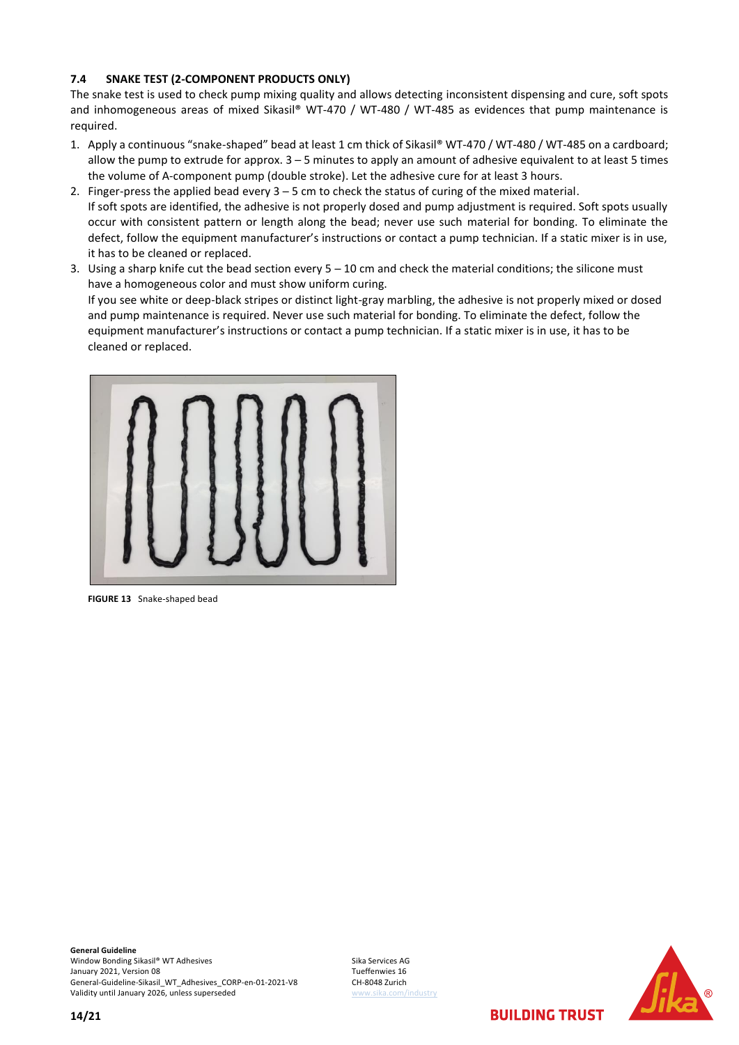### 7.4 SNAKE TEST (2-COMPONENT PRODUCTS ONLY)

The snake test is used to check pump mixing quality and allows detecting inconsistent dispensing and cure, soft spots and inhomogeneous areas of mixed Sikasil® WT-470 / WT-480 / WT-485 as evidences that pump maintenance is required.

1. Apply a continuous "snake-shaped" bead at least 1 cm thick of Sikasil® WT-470 / WT-480 / WT-485 on a cardboard; allow the pump to extrude for approx. 3 – 5 minutes to apply an amount of adhesive equivalent to at least 5 times the volume of A-component pump (double stroke). Let the adhesive cure for at least 3 hours.
2. Finger-press the applied bead every 3 – 5 cm to check the status of curing of the mixed material.
   If soft spots are identified, the adhesive is not properly dosed and pump adjustment is required. Soft spots usually occur with consistent pattern or length along the bead; never use such material for bonding. To eliminate the defect, follow the equipment manufacturer's instructions or contact a pump technician. If a static mixer is in use, it has to be cleaned or replaced.
3. Using a sharp knife cut the bead section every 5 – 10 cm and check the material conditions; the silicone must have a homogeneous color and must show uniform curing.
   If you see white or deep-black stripes or distinct light-gray marbling, the adhesive is not properly mixed or dosed and pump maintenance is required. Never use such material for bonding. To eliminate the defect, follow the equipment manufacturer's instructions or contact a pump technician. If a static mixer is in use, it has to be cleaned or replaced.

**FIGURE 13** Snake-shaped bead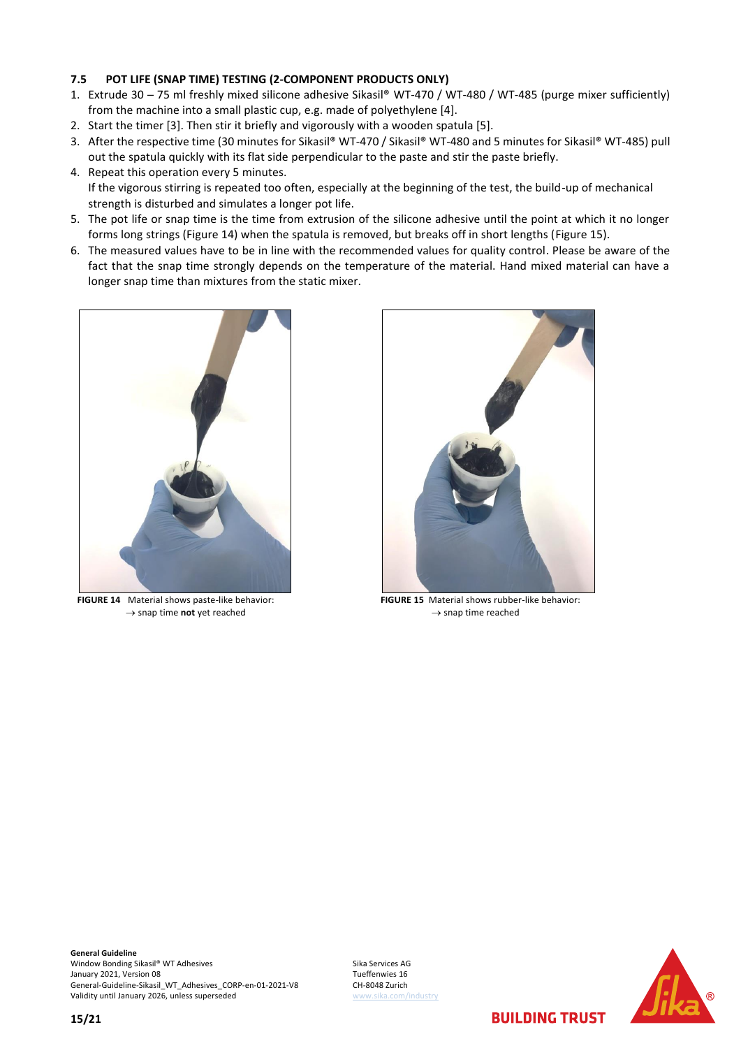### 7.5 POT LIFE (SNAP TIME) TESTING (2-COMPONENT PRODUCTS ONLY)

1. Extrude 30 – 75 ml freshly mixed silicone adhesive Sikasil® WT-470 / WT-480 / WT-485 (purge mixer sufficiently) from the machine into a small plastic cup, e.g. made of polyethylene [4].
2. Start the timer [3]. Then stir it briefly and vigorously with a wooden spatula [5].
3. After the respective time (30 minutes for Sikasil® WT-470 / Sikasil® WT-480 and 5 minutes for Sikasil® WT-485) pull out the spatula quickly with its flat side perpendicular to the paste and stir the paste briefly.
4. Repeat this operation every 5 minutes.
   If the vigorous stirring is repeated too often, especially at the beginning of the test, the build-up of mechanical strength is disturbed and simulates a longer pot life.
5. The pot life or snap time is the time from extrusion of the silicone adhesive until the point at which it no longer forms long strings (Figure 14) when the spatula is removed, but breaks off in short lengths (Figure 15).
6. The measured values have to be in line with the recommended values for quality control. Please be aware of the fact that the snap time strongly depends on the temperature of the material. Hand mixed material can have a longer snap time than mixtures from the static mixer.

**FIGURE 14** Material shows paste-like behavior: → snap time **not** yet reached

**FIGURE 15** Material shows rubber-like behavior: → snap time reached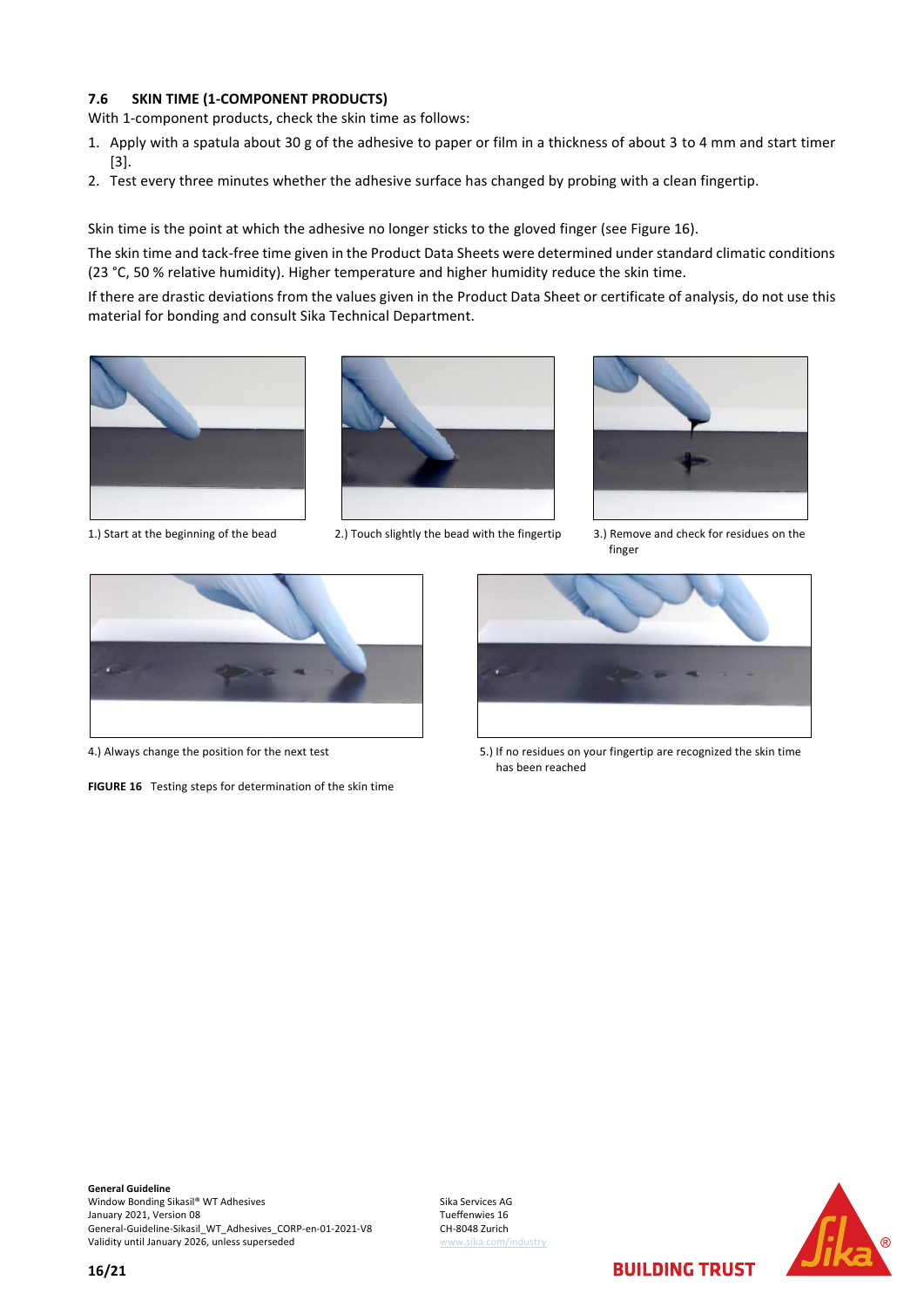### 7.6 SKIN TIME (1-COMPONENT PRODUCTS)

With 1-component products, check the skin time as follows:

1. Apply with a spatula about 30 g of the adhesive to paper or film in a thickness of about 3 to 4 mm and start timer [3].
2. Test every three minutes whether the adhesive surface has changed by probing with a clean fingertip.

Skin time is the point at which the adhesive no longer sticks to the gloved finger (see Figure 16).

The skin time and tack-free time given in the Product Data Sheets were determined under standard climatic conditions (23 °C, 50 % relative humidity). Higher temperature and higher humidity reduce the skin time.

If there are drastic deviations from the values given in the Product Data Sheet or certificate of analysis, do not use this material for bonding and consult Sika Technical Department.

1.) Start at the beginning of the bead

2.) Touch slightly the bead with the fingertip

3.) Remove and check for residues on the finger

4.) Always change the position for the next test

5.) If no residues on your fingertip are recognized the skin time has been reached

**FIGURE 16** Testing steps for determination of the skin time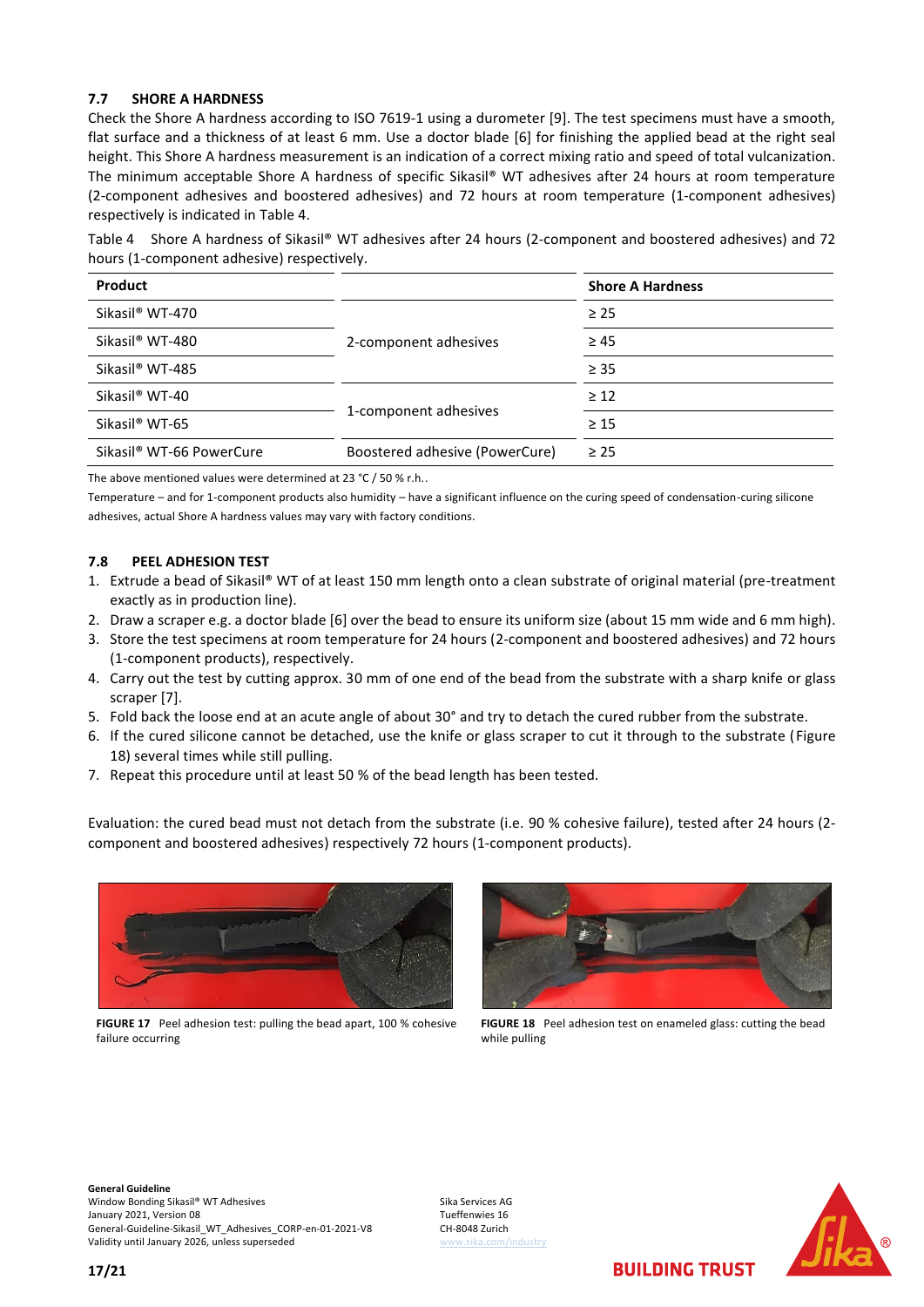### 7.7 SHORE A HARDNESS

Check the Shore A hardness according to ISO 7619-1 using a durometer [9]. The test specimens must have a smooth, flat surface and a thickness of at least 6 mm. Use a doctor blade [6] for finishing the applied bead at the right seal height. This Shore A hardness measurement is an indication of a correct mixing ratio and speed of total vulcanization. The minimum acceptable Shore A hardness of specific Sikasil® WT adhesives after 24 hours at room temperature (2-component adhesives and boostered adhesives) and 72 hours at room temperature (1-component adhesives) respectively is indicated in Table 4.

Table 4 Shore A hardness of Sikasil® WT adhesives after 24 hours (2-component and boostered adhesives) and 72 hours (1-component adhesive) respectively.

| Product | | Shore A Hardness |
|---|---|---|
| Sikasil® WT-470 | 2-component adhesives | ≥ 25 |
| Sikasil® WT-480 | | ≥ 45 |
| Sikasil® WT-485 | | ≥ 35 |
| Sikasil® WT-40 | 1-component adhesives | ≥ 12 |
| Sikasil® WT-65 | | ≥ 15 |
| Sikasil® WT-66 PowerCure | Boostered adhesive (PowerCure) | ≥ 25 |

The above mentioned values were determined at 23 °C / 50 % r.h..

Temperature – and for 1-component products also humidity – have a significant influence on the curing speed of condensation-curing silicone adhesives, actual Shore A hardness values may vary with factory conditions.

### 7.8 PEEL ADHESION TEST

1. Extrude a bead of Sikasil® WT of at least 150 mm length onto a clean substrate of original material (pre-treatment exactly as in production line).
2. Draw a scraper e.g. a doctor blade [6] over the bead to ensure its uniform size (about 15 mm wide and 6 mm high).
3. Store the test specimens at room temperature for 24 hours (2-component and boostered adhesives) and 72 hours (1-component products), respectively.
4. Carry out the test by cutting approx. 30 mm of one end of the bead from the substrate with a sharp knife or glass scraper [7].
5. Fold back the loose end at an acute angle of about 30° and try to detach the cured rubber from the substrate.
6. If the cured silicone cannot be detached, use the knife or glass scraper to cut it through to the substrate (Figure 18) several times while still pulling.
7. Repeat this procedure until at least 50 % of the bead length has been tested.

Evaluation: the cured bead must not detach from the substrate (i.e. 90 % cohesive failure), tested after 24 hours (2-component and boostered adhesives) respectively 72 hours (1-component products).

**FIGURE 17** Peel adhesion test: pulling the bead apart, 100 % cohesive failure occurring

**FIGURE 18** Peel adhesion test on enameled glass: cutting the bead while pulling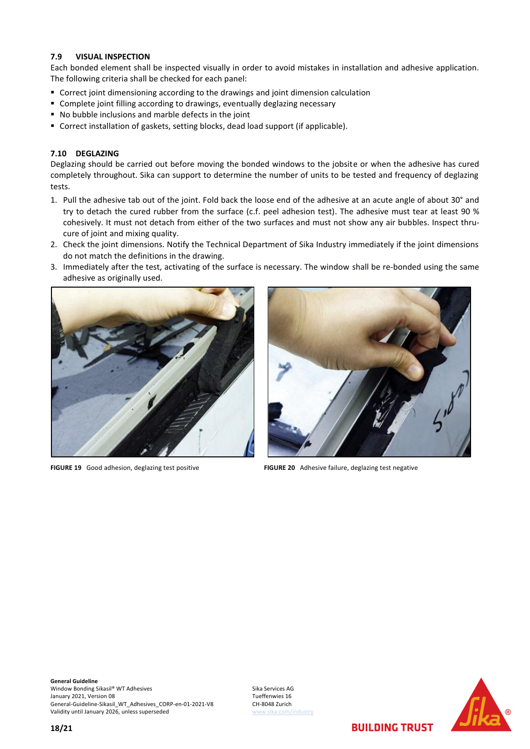### 7.9 VISUAL INSPECTION

Each bonded element shall be inspected visually in order to avoid mistakes in installation and adhesive application. The following criteria shall be checked for each panel:

- Correct joint dimensioning according to the drawings and joint dimension calculation
- Complete joint filling according to drawings, eventually deglazing necessary
- No bubble inclusions and marble defects in the joint
- Correct installation of gaskets, setting blocks, dead load support (if applicable).

### 7.10 DEGLAZING

Deglazing should be carried out before moving the bonded windows to the jobsite or when the adhesive has cured completely throughout. Sika can support to determine the number of units to be tested and frequency of deglazing tests.

1. Pull the adhesive tab out of the joint. Fold back the loose end of the adhesive at an acute angle of about 30° and try to detach the cured rubber from the surface (c.f. peel adhesion test). The adhesive must tear at least 90 % cohesively. It must not detach from either of the two surfaces and must not show any air bubbles. Inspect thru-cure of joint and mixing quality.
2. Check the joint dimensions. Notify the Technical Department of Sika Industry immediately if the joint dimensions do not match the definitions in the drawing.
3. Immediately after the test, activating of the surface is necessary. The window shall be re-bonded using the same adhesive as originally used.

**FIGURE 19** Good adhesion, deglazing test positive

**FIGURE 20** Adhesive failure, deglazing test negative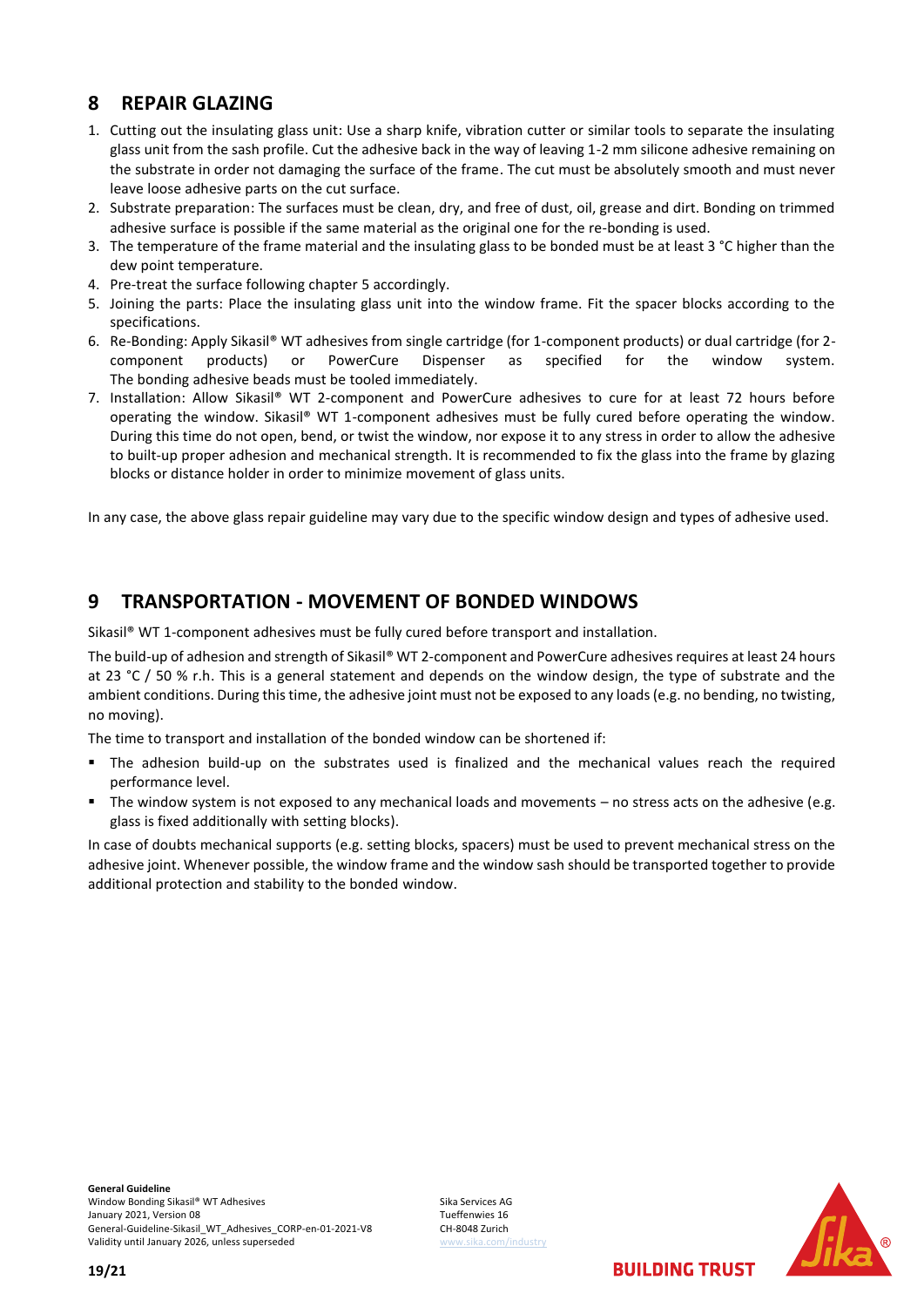## 8 REPAIR GLAZING

1. Cutting out the insulating glass unit: Use a sharp knife, vibration cutter or similar tools to separate the insulating glass unit from the sash profile. Cut the adhesive back in the way of leaving 1-2 mm silicone adhesive remaining on the substrate in order not damaging the surface of the frame. The cut must be absolutely smooth and must never leave loose adhesive parts on the cut surface.
2. Substrate preparation: The surfaces must be clean, dry, and free of dust, oil, grease and dirt. Bonding on trimmed adhesive surface is possible if the same material as the original one for the re-bonding is used.
3. The temperature of the frame material and the insulating glass to be bonded must be at least 3 °C higher than the dew point temperature.
4. Pre-treat the surface following chapter 5 accordingly.
5. Joining the parts: Place the insulating glass unit into the window frame. Fit the spacer blocks according to the specifications.
6. Re-Bonding: Apply Sikasil® WT adhesives from single cartridge (for 1-component products) or dual cartridge (for 2-component products) or PowerCure Dispenser as specified for the window system. The bonding adhesive beads must be tooled immediately.
7. Installation: Allow Sikasil® WT 2-component and PowerCure adhesives to cure for at least 72 hours before operating the window. Sikasil® WT 1-component adhesives must be fully cured before operating the window. During this time do not open, bend, or twist the window, nor expose it to any stress in order to allow the adhesive to built-up proper adhesion and mechanical strength. It is recommended to fix the glass into the frame by glazing blocks or distance holder in order to minimize movement of glass units.

In any case, the above glass repair guideline may vary due to the specific window design and types of adhesive used.

## 9 TRANSPORTATION - MOVEMENT OF BONDED WINDOWS

Sikasil® WT 1-component adhesives must be fully cured before transport and installation.

The build-up of adhesion and strength of Sikasil® WT 2-component and PowerCure adhesives requires at least 24 hours at 23 °C / 50 % r.h. This is a general statement and depends on the window design, the type of substrate and the ambient conditions. During this time, the adhesive joint must not be exposed to any loads (e.g. no bending, no twisting, no moving).

The time to transport and installation of the bonded window can be shortened if:

- The adhesion build-up on the substrates used is finalized and the mechanical values reach the required performance level.
- The window system is not exposed to any mechanical loads and movements – no stress acts on the adhesive (e.g. glass is fixed additionally with setting blocks).

In case of doubts mechanical supports (e.g. setting blocks, spacers) must be used to prevent mechanical stress on the adhesive joint. Whenever possible, the window frame and the window sash should be transported together to provide additional protection and stability to the bonded window.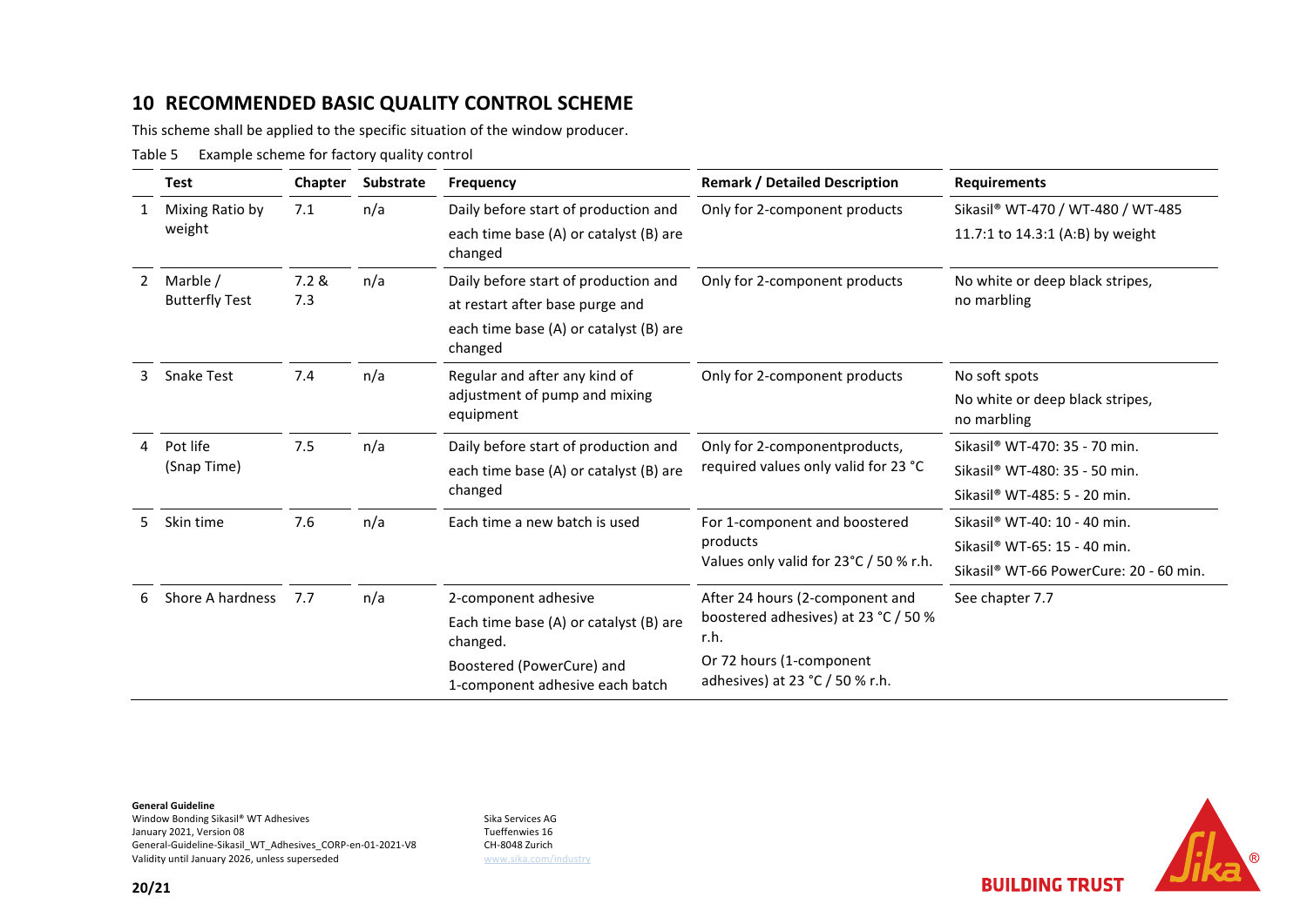## 10 RECOMMENDED BASIC QUALITY CONTROL SCHEME

This scheme shall be applied to the specific situation of the window producer.

Table 5 Example scheme for factory quality control

| | Test | Chapter | Substrate | Frequency | Remark / Detailed Description | Requirements |
|---|---|---|---|---|---|---|
| 1 | Mixing Ratio by weight | 7.1 | n/a | Daily before start of production and<br>each time base (A) or catalyst (B) are changed | Only for 2-component products | Sikasil® WT-470 / WT-480 / WT-485<br>11.7:1 to 14.3:1 (A:B) by weight |
| 2 | Marble / Butterfly Test | 7.2 & 7.3 | n/a | Daily before start of production and<br>at restart after base purge and<br>each time base (A) or catalyst (B) are changed | Only for 2-component products | No white or deep black stripes, no marbling |
| 3 | Snake Test | 7.4 | n/a | Regular and after any kind of adjustment of pump and mixing equipment | Only for 2-component products | No soft spots<br>No white or deep black stripes, no marbling |
| 4 | Pot life (Snap Time) | 7.5 | n/a | Daily before start of production and<br>each time base (A) or catalyst (B) are changed | Only for 2-componentproducts, required values only valid for 23 °C | Sikasil® WT-470: 35 - 70 min.<br>Sikasil® WT-480: 35 - 50 min.<br>Sikasil® WT-485: 5 - 20 min. |
| 5 | Skin time | 7.6 | n/a | Each time a new batch is used | For 1-component and boostered products<br>Values only valid for 23°C / 50 % r.h. | Sikasil® WT-40: 10 - 40 min.<br>Sikasil® WT-65: 15 - 40 min.<br>Sikasil® WT-66 PowerCure: 20 - 60 min. |
| 6 | Shore A hardness | 7.7 | n/a | 2-component adhesive<br>Each time base (A) or catalyst (B) are changed.<br>Boostered (PowerCure) and 1-component adhesive each batch | After 24 hours (2-component and boostered adhesives) at 23 °C / 50 % r.h.<br>Or 72 hours (1-component adhesives) at 23 °C / 50 % r.h. | See chapter 7.7 |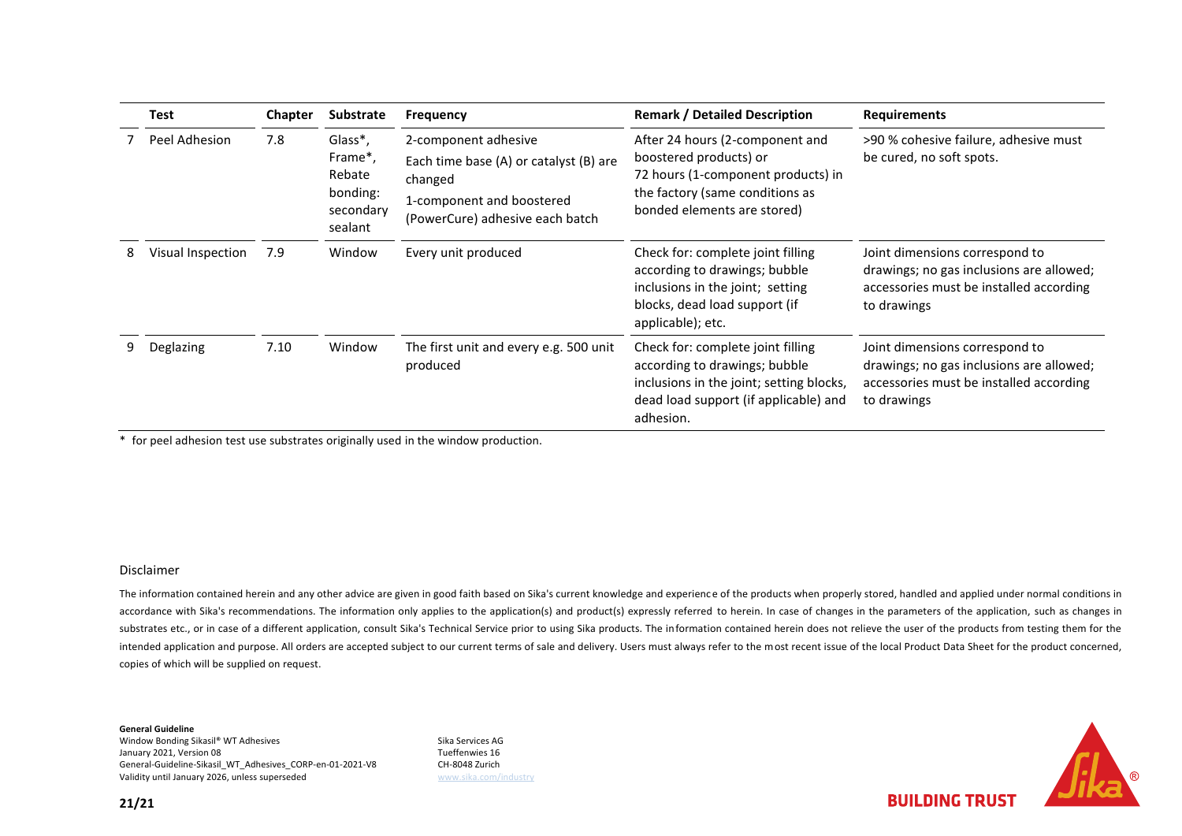| | Test | Chapter | Substrate | Frequency | Remark / Detailed Description | Requirements |
|---|---|---|---|---|---|---|
| 7 | Peel Adhesion | 7.8 | Glass*, Frame*, Rebate bonding: secondary sealant | 2-component adhesive<br>Each time base (A) or catalyst (B) are changed<br>1-component and boostered (PowerCure) adhesive each batch | After 24 hours (2-component and boostered products) or<br>72 hours (1-component products) in the factory (same conditions as bonded elements are stored) | >90 % cohesive failure, adhesive must be cured, no soft spots. |
| 8 | Visual Inspection | 7.9 | Window | Every unit produced | Check for: complete joint filling according to drawings; bubble inclusions in the joint; setting blocks, dead load support (if applicable); etc. | Joint dimensions correspond to drawings; no gas inclusions are allowed; accessories must be installed according to drawings |
| 9 | Deglazing | 7.10 | Window | The first unit and every e.g. 500 unit produced | Check for: complete joint filling according to drawings; bubble inclusions in the joint; setting blocks, dead load support (if applicable) and adhesion. | Joint dimensions correspond to drawings; no gas inclusions are allowed; accessories must be installed according to drawings |

\* for peel adhesion test use substrates originally used in the window production.

Disclaimer

The information contained herein and any other advice are given in good faith based on Sika's current knowledge and experience of the products when properly stored, handled and applied under normal conditions in accordance with Sika's recommendations. The information only applies to the application(s) and product(s) expressly referred to herein. In case of changes in the parameters of the application, such as changes in substrates etc., or in case of a different application, consult Sika's Technical Service prior to using Sika products. The information contained herein does not relieve the user of the products from testing them for the intended application and purpose. All orders are accepted subject to our current terms of sale and delivery. Users must always refer to the most recent issue of the local Product Data Sheet for the product concerned, copies of which will be supplied on request.

**General Guideline**
Window Bonding Sikasil® WT Adhesives
January 2021, Version 08
General-Guideline-Sikasil_WT_Adhesives_CORP-en-01-2021-V8
Validity until January 2026, unless superseded

Sika Services AG
Tueffenwies 16
CH-8048 Zurich
www.sika.com/industry

BUILDING TRUST